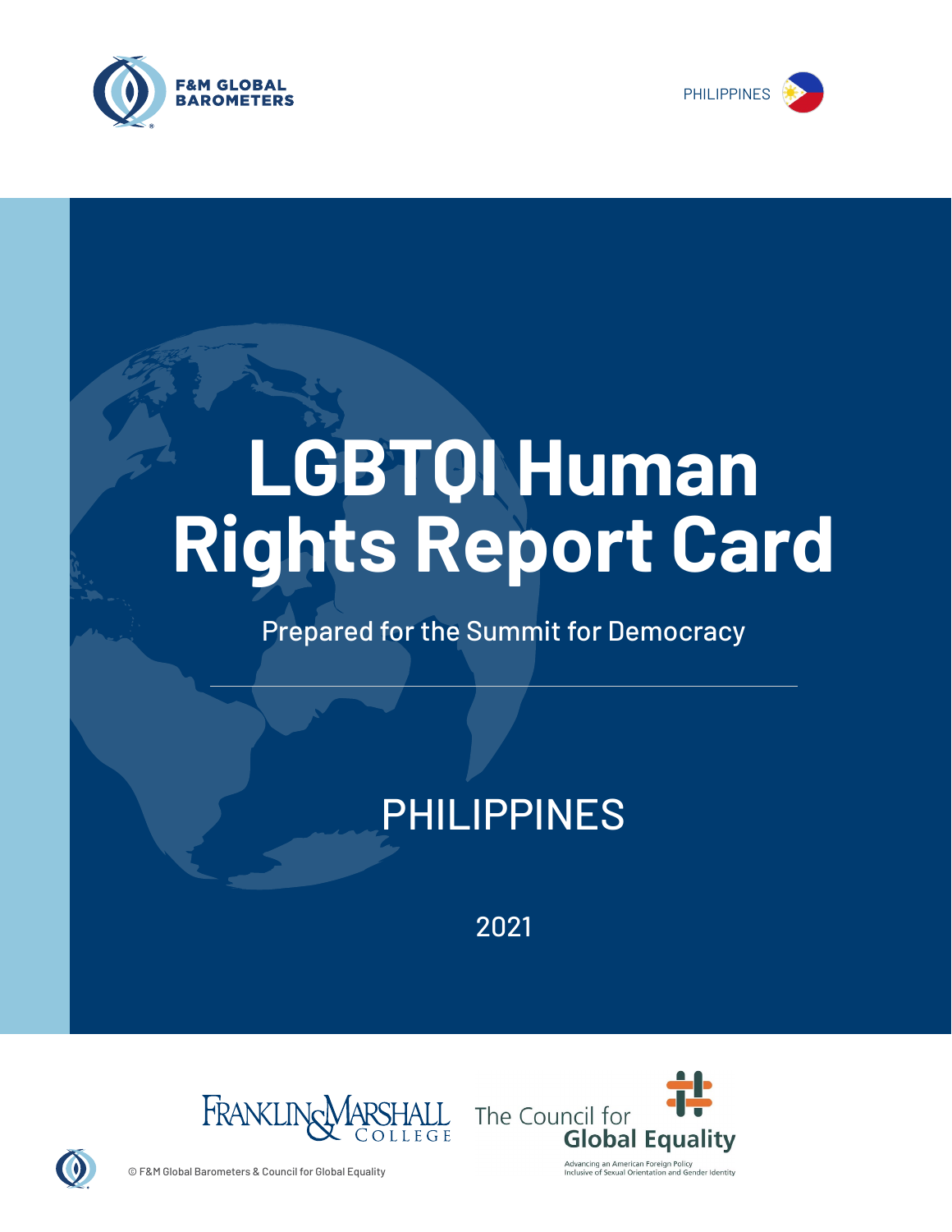F&M GLOBAL BAROMETERS

PHILIPPINES

# LGBTQI Human Rights Report Card

Prepared for the Summit for Democracy

## PHILIPPINES

2021

Franklin & Marshall College

The Council for Global Equality

Advancing an American Foreign Policy Inclusive of Sexual Orientation and Gender Identity

© F&M Global Barometers & Council for Global Equality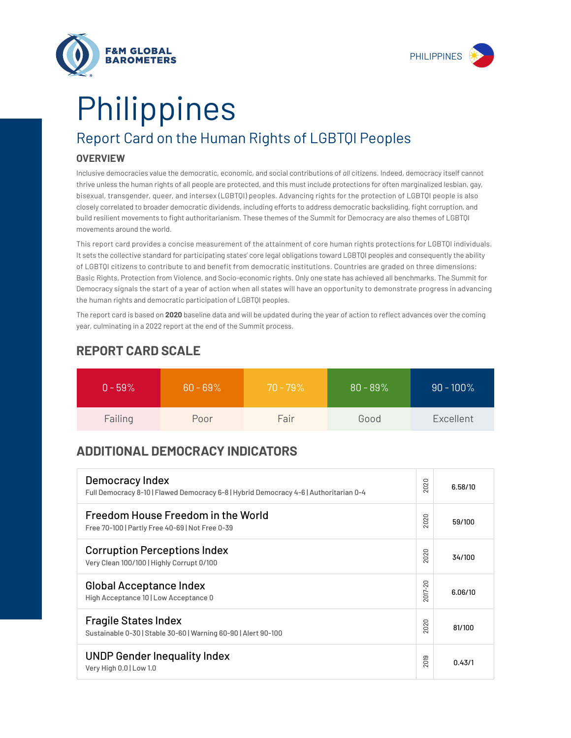F&M GLOBAL BAROMETERS

PHILIPPINES

# Philippines

## Report Card on the Human Rights of LGBTQI Peoples

### OVERVIEW

Inclusive democracies value the democratic, economic, and social contributions of *all* citizens. Indeed, democracy itself cannot thrive unless the human rights of all people are protected, and this must include protections for often marginalized lesbian, gay, bisexual, transgender, queer, and intersex (LGBTQI) peoples. Advancing rights for the protection of LGBTQI people is also closely correlated to broader democratic dividends, including efforts to address democratic backsliding, fight corruption, and build resilient movements to fight authoritarianism. These themes of the Summit for Democracy are also themes of LGBTQI movements around the world.

This report card provides a concise measurement of the attainment of core human rights protections for LGBTQI individuals. It sets the collective standard for participating states' core legal obligations toward LGBTQI peoples and consequently the ability of LGBTQI citizens to contribute to and benefit from democratic institutions. Countries are graded on three dimensions: Basic Rights, Protection from Violence, and Socio-economic rights. Only one state has achieved all benchmarks. The Summit for Democracy signals the start of a year of action when all states will have an opportunity to demonstrate progress in advancing the human rights and democratic participation of LGBTQI peoples.

The report card is based on **2020** baseline data and will be updated during the year of action to reflect advances over the coming year, culminating in a 2022 report at the end of the Summit process.

## REPORT CARD SCALE

| 0 - 59% | 60 - 69% | 70 - 79% | 80 - 89% | 90 - 100% |
|---|---|---|---|---|
| Failing | Poor | Fair | Good | Excellent |

## ADDITIONAL DEMOCRACY INDICATORS

| Indicator | Year | Score |
|---|---|---|
| Democracy Index<br>Full Democracy 8-10 \| Flawed Democracy 6-8 \| Hybrid Democracy 4-6 \| Authoritarian 0-4 | 2020 | 6.58/10 |
| Freedom House Freedom in the World<br>Free 70-100 \| Partly Free 40-69 \| Not Free 0-39 | 2020 | 59/100 |
| Corruption Perceptions Index<br>Very Clean 100/100 \| Highly Corrupt 0/100 | 2020 | 34/100 |
| Global Acceptance Index<br>High Acceptance 10 \| Low Acceptance 0 | 2017-20 | 6.06/10 |
| Fragile States Index<br>Sustainable 0-30 \| Stable 30-60 \| Warning 60-90 \| Alert 90-100 | 2020 | 81/100 |
| UNDP Gender Inequality Index<br>Very High 0.0 \| Low 1.0 | 2019 | 0.43/1 |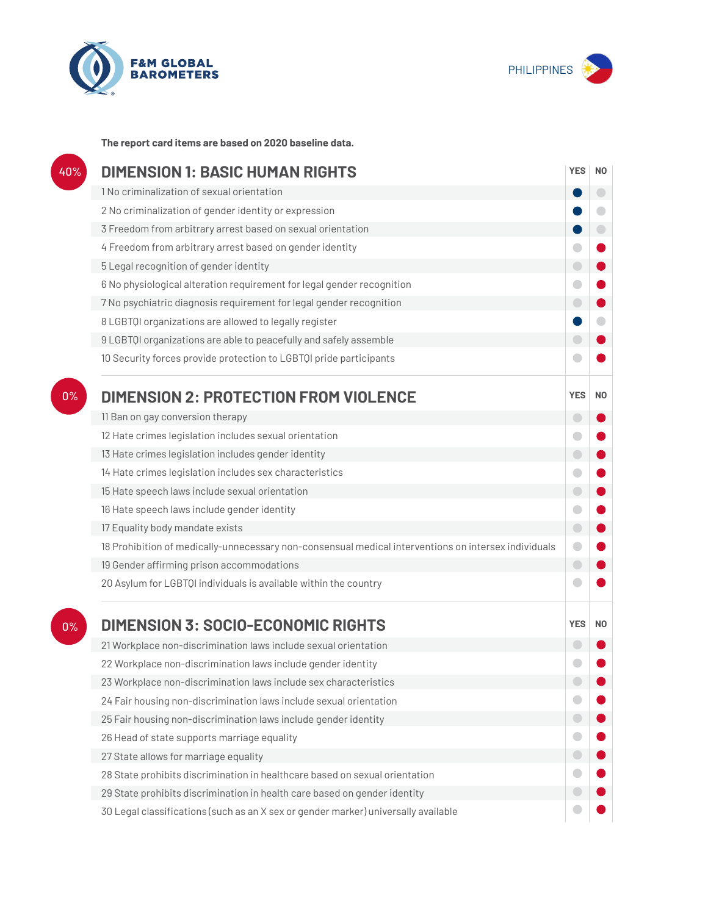F&M GLOBAL BAROMETERS

PHILIPPINES

**The report card items are based on 2020 baseline data.**

## 40% DIMENSION 1: BASIC HUMAN RIGHTS

| Item | YES | NO |
|---|---|---|
| 1 No criminalization of sexual orientation | ● | |
| 2 No criminalization of gender identity or expression | ● | |
| 3 Freedom from arbitrary arrest based on sexual orientation | ● | |
| 4 Freedom from arbitrary arrest based on gender identity | | ● |
| 5 Legal recognition of gender identity | | ● |
| 6 No physiological alteration requirement for legal gender recognition | | ● |
| 7 No psychiatric diagnosis requirement for legal gender recognition | | ● |
| 8 LGBTQI organizations are allowed to legally register | ● | |
| 9 LGBTQI organizations are able to peacefully and safely assemble | | ● |
| 10 Security forces provide protection to LGBTQI pride participants | | ● |

## 0% DIMENSION 2: PROTECTION FROM VIOLENCE

| Item | YES | NO |
|---|---|---|
| 11 Ban on gay conversion therapy | | ● |
| 12 Hate crimes legislation includes sexual orientation | | ● |
| 13 Hate crimes legislation includes gender identity | | ● |
| 14 Hate crimes legislation includes sex characteristics | | ● |
| 15 Hate speech laws include sexual orientation | | ● |
| 16 Hate speech laws include gender identity | | ● |
| 17 Equality body mandate exists | | ● |
| 18 Prohibition of medically-unnecessary non-consensual medical interventions on intersex individuals | | ● |
| 19 Gender affirming prison accommodations | | ● |
| 20 Asylum for LGBTQI individuals is available within the country | | ● |

## 0% DIMENSION 3: SOCIO-ECONOMIC RIGHTS

| Item | YES | NO |
|---|---|---|
| 21 Workplace non-discrimination laws include sexual orientation | | ● |
| 22 Workplace non-discrimination laws include gender identity | | ● |
| 23 Workplace non-discrimination laws include sex characteristics | | ● |
| 24 Fair housing non-discrimination laws include sexual orientation | | ● |
| 25 Fair housing non-discrimination laws include gender identity | | ● |
| 26 Head of state supports marriage equality | | ● |
| 27 State allows for marriage equality | | ● |
| 28 State prohibits discrimination in healthcare based on sexual orientation | | ● |
| 29 State prohibits discrimination in health care based on gender identity | | ● |
| 30 Legal classifications (such as an X sex or gender marker) universally available | | ● |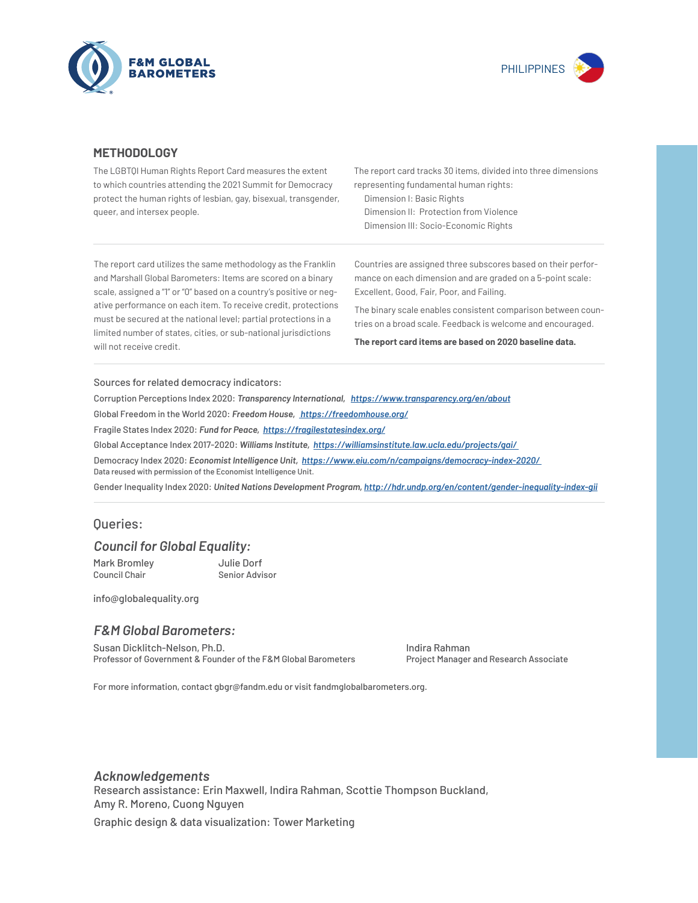F&M GLOBAL BAROMETERS

PHILIPPINES

## METHODOLOGY

The LGBTQI Human Rights Report Card measures the extent to which countries attending the 2021 Summit for Democracy protect the human rights of lesbian, gay, bisexual, transgender, queer, and intersex people.

The report card tracks 30 items, divided into three dimensions representing fundamental human rights:

- Dimension I: Basic Rights
- Dimension II: Protection from Violence
- Dimension III: Socio-Economic Rights

The report card utilizes the same methodology as the Franklin and Marshall Global Barometers: Items are scored on a binary scale, assigned a "1" or "0" based on a country's positive or negative performance on each item. To receive credit, protections must be secured at the national level; partial protections in a limited number of states, cities, or sub-national jurisdictions will not receive credit.

Countries are assigned three subscores based on their performance on each dimension and are graded on a 5-point scale: Excellent, Good, Fair, Poor, and Failing.

The binary scale enables consistent comparison between countries on a broad scale. Feedback is welcome and encouraged.

**The report card items are based on 2020 baseline data.**

Sources for related democracy indicators:

Corruption Perceptions Index 2020: ***Transparency International,*** https://www.transparency.org/en/about

Global Freedom in the World 2020: ***Freedom House,*** https://freedomhouse.org/

Fragile States Index 2020: ***Fund for Peace,*** https://fragilestatesindex.org/

Global Acceptance Index 2017-2020: ***Williams Institute,*** https://williamsinstitute.law.ucla.edu/projects/gai/

Democracy Index 2020: ***Economist Intelligence Unit,*** https://www.eiu.com/n/campaigns/democracy-index-2020/
Data reused with permission of the Economist Intelligence Unit.

Gender Inequality Index 2020: ***United Nations Development Program,*** http://hdr.undp.org/en/content/gender-inequality-index-gii

## Queries:

### *Council for Global Equality:*

Mark Bromley
Council Chair

Julie Dorf
Senior Advisor

info@globalequality.org

### *F&M Global Barometers:*

Susan Dicklitch-Nelson, Ph.D.
Professor of Government & Founder of the F&M Global Barometers

Indira Rahman
Project Manager and Research Associate

For more information, contact gbgr@fandm.edu or visit fandmglobalbarometers.org.

### *Acknowledgements*

Research assistance: Erin Maxwell, Indira Rahman, Scottie Thompson Buckland, Amy R. Moreno, Cuong Nguyen

Graphic design & data visualization: Tower Marketing